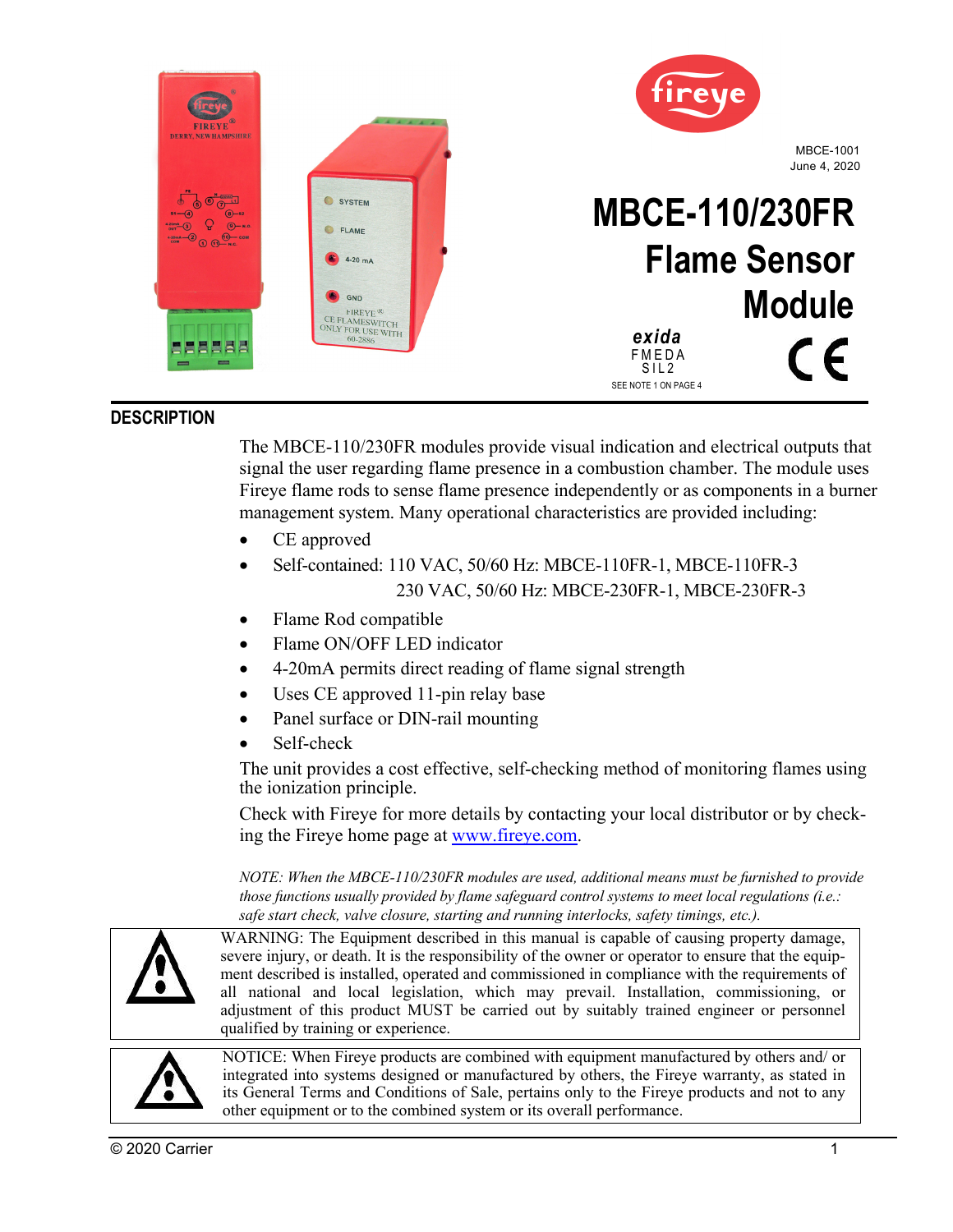MBCE-1001
June 4, 2020

# MBCE-110/230FR Flame Sensor Module

exida
FMEDA
SIL2
SEE NOTE 1 ON PAGE 4

## DESCRIPTION

The MBCE-110/230FR modules provide visual indication and electrical outputs that signal the user regarding flame presence in a combustion chamber. The module uses Fireye flame rods to sense flame presence independently or as components in a burner management system. Many operational characteristics are provided including:

- CE approved
- Self-contained: 110 VAC, 50/60 Hz: MBCE-110FR-1, MBCE-110FR-3
  230 VAC, 50/60 Hz: MBCE-230FR-1, MBCE-230FR-3
- Flame Rod compatible
- Flame ON/OFF LED indicator
- 4-20mA permits direct reading of flame signal strength
- Uses CE approved 11-pin relay base
- Panel surface or DIN-rail mounting
- Self-check

The unit provides a cost effective, self-checking method of monitoring flames using the ionization principle.

Check with Fireye for more details by contacting your local distributor or by checking the Fireye home page at www.fireye.com.

*NOTE: When the MBCE-110/230FR modules are used, additional means must be furnished to provide those functions usually provided by flame safeguard control systems to meet local regulations (i.e.: safe start check, valve closure, starting and running interlocks, safety timings, etc.).*

WARNING: The Equipment described in this manual is capable of causing property damage, severe injury, or death. It is the responsibility of the owner or operator to ensure that the equipment described is installed, operated and commissioned in compliance with the requirements of all national and local legislation, which may prevail. Installation, commissioning, or adjustment of this product MUST be carried out by suitably trained engineer or personnel qualified by training or experience.

NOTICE: When Fireye products are combined with equipment manufactured by others and/ or integrated into systems designed or manufactured by others, the Fireye warranty, as stated in its General Terms and Conditions of Sale, pertains only to the Fireye products and not to any other equipment or to the combined system or its overall performance.

© 2020 Carrier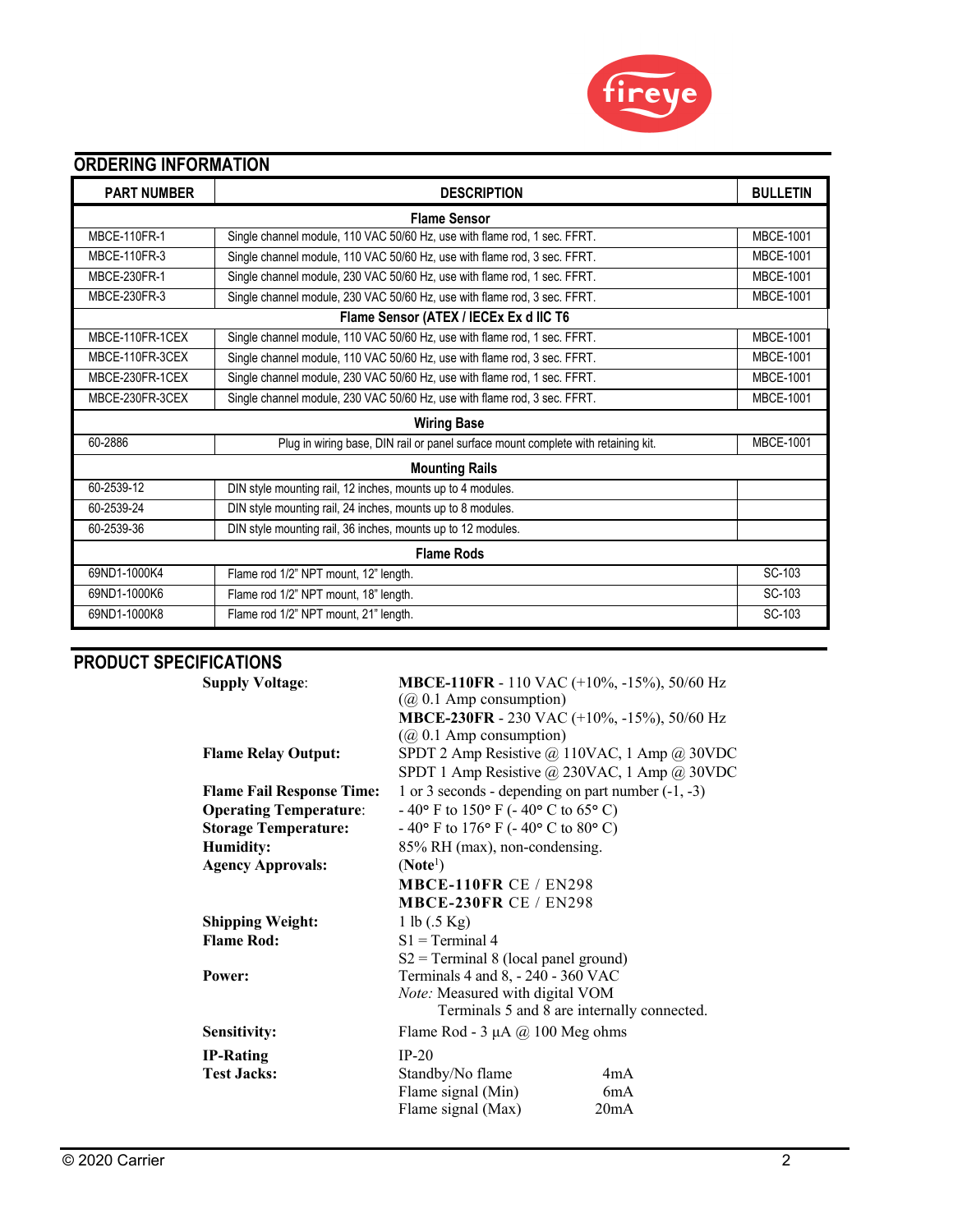## ORDERING INFORMATION

| PART NUMBER | DESCRIPTION | BULLETIN |
|---|---|---|
| | **Flame Sensor** | |
| MBCE-110FR-1 | Single channel module, 110 VAC 50/60 Hz, use with flame rod, 1 sec. FFRT. | MBCE-1001 |
| MBCE-110FR-3 | Single channel module, 110 VAC 50/60 Hz, use with flame rod, 3 sec. FFRT. | MBCE-1001 |
| MBCE-230FR-1 | Single channel module, 230 VAC 50/60 Hz, use with flame rod, 1 sec. FFRT. | MBCE-1001 |
| MBCE-230FR-3 | Single channel module, 230 VAC 50/60 Hz, use with flame rod, 3 sec. FFRT. | MBCE-1001 |
| | **Flame Sensor (ATEX / IECEx Ex d IIC T6** | |
| MBCE-110FR-1CEX | Single channel module, 110 VAC 50/60 Hz, use with flame rod, 1 sec. FFRT. | MBCE-1001 |
| MBCE-110FR-3CEX | Single channel module, 110 VAC 50/60 Hz, use with flame rod, 3 sec. FFRT. | MBCE-1001 |
| MBCE-230FR-1CEX | Single channel module, 230 VAC 50/60 Hz, use with flame rod, 1 sec. FFRT. | MBCE-1001 |
| MBCE-230FR-3CEX | Single channel module, 230 VAC 50/60 Hz, use with flame rod, 3 sec. FFRT. | MBCE-1001 |
| | **Wiring Base** | |
| 60-2886 | Plug in wiring base, DIN rail or panel surface mount complete with retaining kit. | MBCE-1001 |
| | **Mounting Rails** | |
| 60-2539-12 | DIN style mounting rail, 12 inches, mounts up to 4 modules. | |
| 60-2539-24 | DIN style mounting rail, 24 inches, mounts up to 8 modules. | |
| 60-2539-36 | DIN style mounting rail, 36 inches, mounts up to 12 modules. | |
| | **Flame Rods** | |
| 69ND1-1000K4 | Flame rod 1/2" NPT mount, 12" length. | SC-103 |
| 69ND1-1000K6 | Flame rod 1/2" NPT mount, 18" length. | SC-103 |
| 69ND1-1000K8 | Flame rod 1/2" NPT mount, 21" length. | SC-103 |

## PRODUCT SPECIFICATIONS

**Supply Voltage**: **MBCE-110FR** - 110 VAC (+10%, -15%), 50/60 Hz (@ 0.1 Amp consumption)
**MBCE-230FR** - 230 VAC (+10%, -15%), 50/60 Hz (@ 0.1 Amp consumption)

**Flame Relay Output:** SPDT 2 Amp Resistive @ 110VAC, 1 Amp @ 30VDC
SPDT 1 Amp Resistive @ 230VAC, 1 Amp @ 30VDC

**Flame Fail Response Time:** 1 or 3 seconds - depending on part number (-1, -3)

**Operating Temperature**: - 40° F to 150° F (- 40° C to 65° C)

**Storage Temperature:** - 40° F to 176° F (- 40° C to 80° C)

**Humidity:** 85% RH (max), non-condensing.

**Agency Approvals:** (**Note**[1])
**MBCE-110FR** CE / EN298
**MBCE-230FR** CE / EN298

**Shipping Weight:** 1 lb (.5 Kg)

**Flame Rod:** S1 = Terminal 4
S2 = Terminal 8 (local panel ground)

**Power:** Terminals 4 and 8, - 240 - 360 VAC
*Note:* Measured with digital VOM
Terminals 5 and 8 are internally connected.

**Sensitivity:** Flame Rod - 3 µA @ 100 Meg ohms

**IP-Rating** IP-20

**Test Jacks:**

| | |
|---|---|
| Standby/No flame | 4mA |
| Flame signal (Min) | 6mA |
| Flame signal (Max) | 20mA |

© 2020 Carrier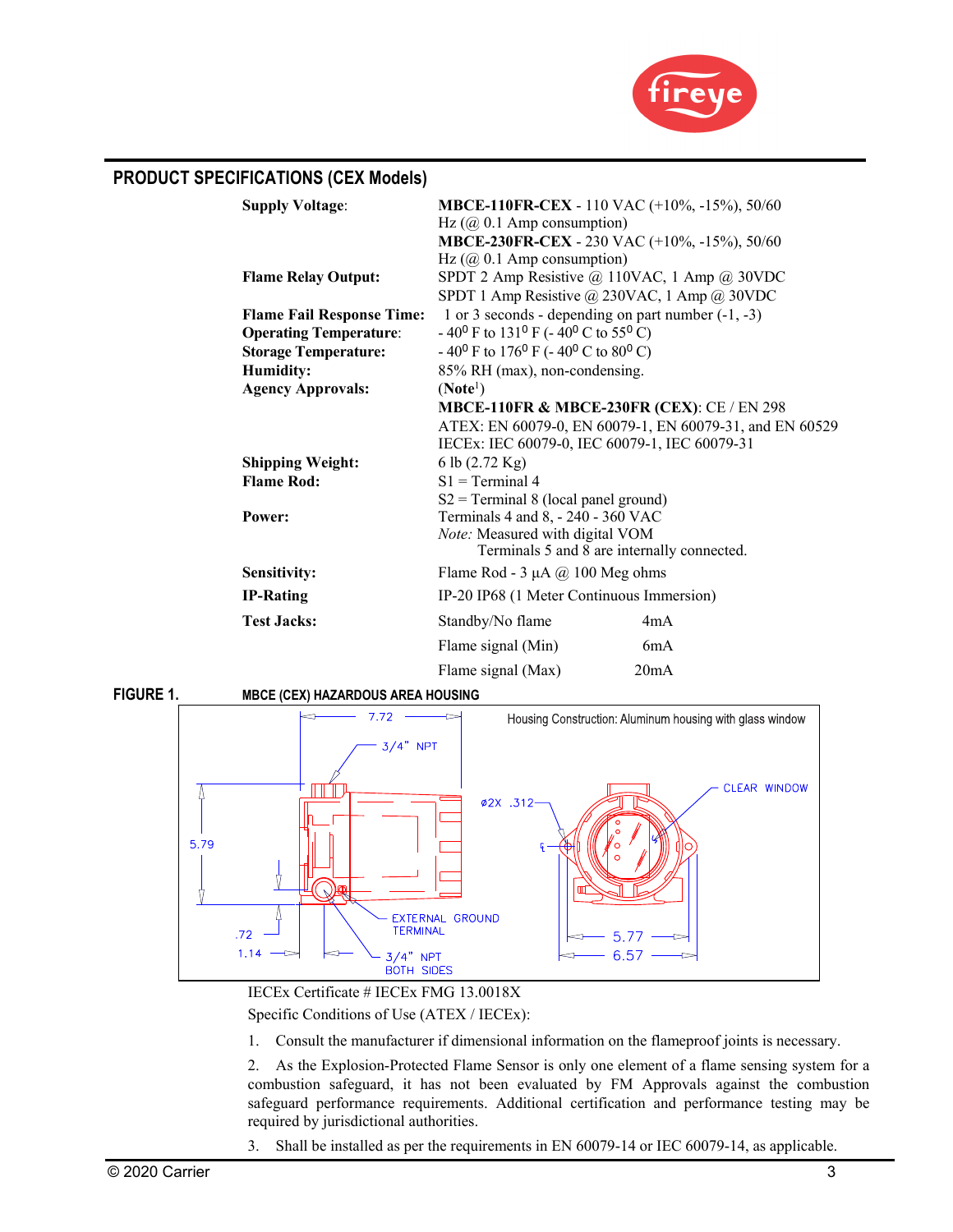## PRODUCT SPECIFICATIONS (CEX Models)

| | |
|---|---|
| **Supply Voltage**: | **MBCE-110FR-CEX** - 110 VAC (+10%, -15%), 50/60 Hz (@ 0.1 Amp consumption)<br>**MBCE-230FR-CEX** - 230 VAC (+10%, -15%), 50/60 Hz (@ 0.1 Amp consumption) |
| **Flame Relay Output:** | SPDT 2 Amp Resistive @ 110VAC, 1 Amp @ 30VDC<br>SPDT 1 Amp Resistive @ 230VAC, 1 Amp @ 30VDC |
| **Flame Fail Response Time:** | 1 or 3 seconds - depending on part number (-1, -3) |
| **Operating Temperature**: | - 40⁰ F to 131⁰ F (- 40⁰ C to 55⁰ C) |
| **Storage Temperature:** | - 40⁰ F to 176⁰ F (- 40⁰ C to 80⁰ C) |
| **Humidity:** | 85% RH (max), non-condensing. |
| **Agency Approvals:** | (**Note**[1])<br>**MBCE-110FR & MBCE-230FR (CEX)**: CE / EN 298<br>ATEX: EN 60079-0, EN 60079-1, EN 60079-31, and EN 60529<br>IECEx: IEC 60079-0, IEC 60079-1, IEC 60079-31 |
| **Shipping Weight:** | 6 lb (2.72 Kg) |
| **Flame Rod:** | S1 = Terminal 4<br>S2 = Terminal 8 (local panel ground) |
| **Power:** | Terminals 4 and 8, - 240 - 360 VAC<br>*Note:* Measured with digital VOM<br>Terminals 5 and 8 are internally connected. |
| **Sensitivity:** | Flame Rod - 3 µA @ 100 Meg ohms |
| **IP-Rating** | IP-20 IP68 (1 Meter Continuous Immersion) |
| **Test Jacks:** | Standby/No flame 4mA<br>Flame signal (Min) 6mA<br>Flame signal (Max) 20mA |

**FIGURE 1.** **MBCE (CEX) HAZARDOUS AREA HOUSING**

Housing Construction: Aluminum housing with glass window

7.72, 3/4" NPT, 5.79, Ø2X .312, CLEAR WINDOW, EXTERNAL GROUND TERMINAL, .72, 1.14, 3/4" NPT BOTH SIDES, 5.77, 6.57

IECEx Certificate # IECEx FMG 13.0018X

Specific Conditions of Use (ATEX / IECEx):

1. Consult the manufacturer if dimensional information on the flameproof joints is necessary.
2. As the Explosion-Protected Flame Sensor is only one element of a flame sensing system for a combustion safeguard, it has not been evaluated by FM Approvals against the combustion safeguard performance requirements. Additional certification and performance testing may be required by jurisdictional authorities.
3. Shall be installed as per the requirements in EN 60079-14 or IEC 60079-14, as applicable.

© 2020 Carrier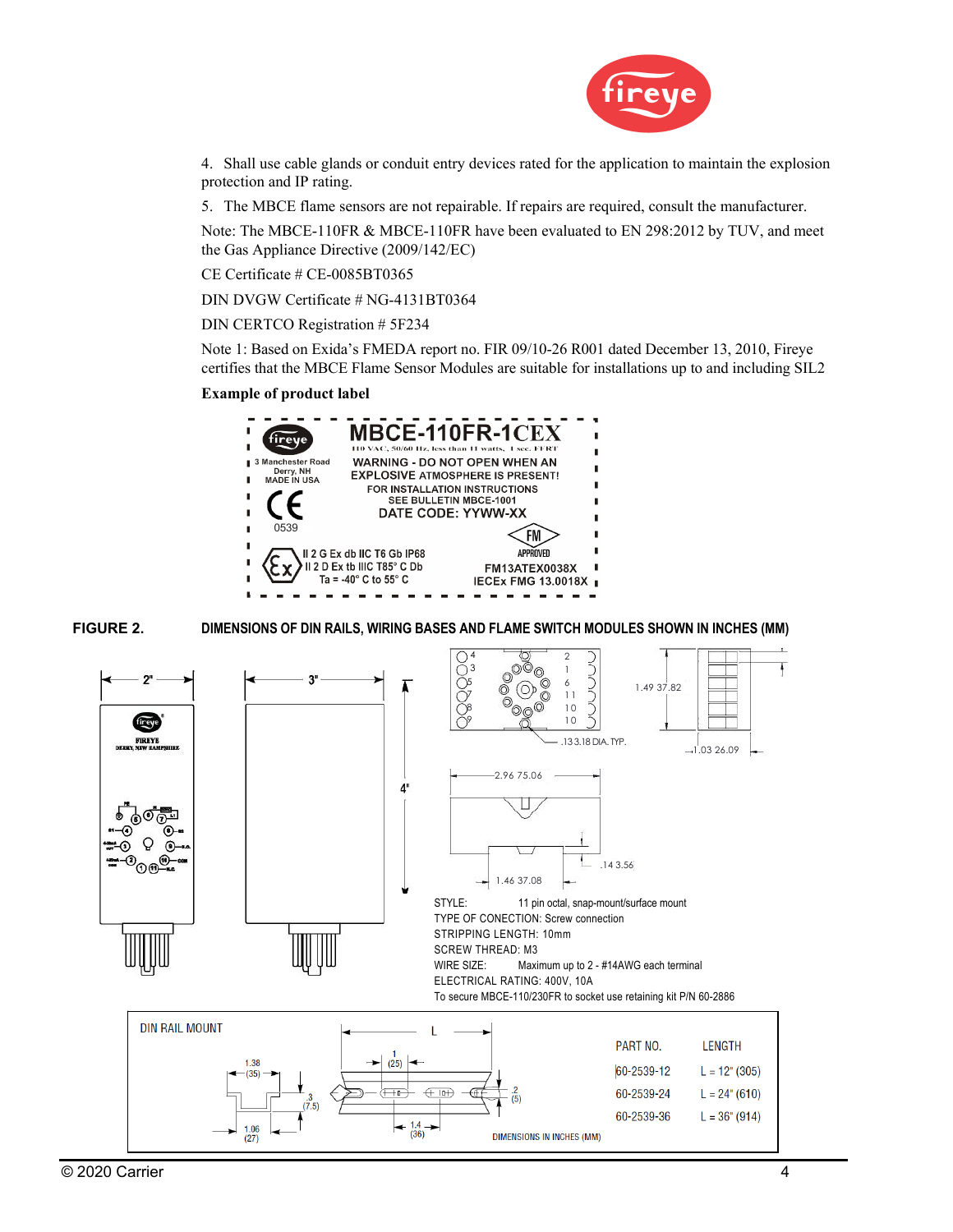4. Shall use cable glands or conduit entry devices rated for the application to maintain the explosion protection and IP rating.

5. The MBCE flame sensors are not repairable. If repairs are required, consult the manufacturer.

Note: The MBCE-110FR & MBCE-110FR have been evaluated to EN 298:2012 by TUV, and meet the Gas Appliance Directive (2009/142/EC)

CE Certificate # CE-0085BT0365

DIN DVGW Certificate # NG-4131BT0364

DIN CERTCO Registration # 5F234

Note 1: Based on Exida's FMEDA report no. FIR 09/10-26 R001 dated December 13, 2010, Fireye certifies that the MBCE Flame Sensor Modules are suitable for installations up to and including SIL2

**Example of product label**

MBCE-110FR-1CEX
110 VAC, 50/60 Hz, less than 11 watts, 1 sec. FFRT
3 Manchester Road, Derry, NH, MADE IN USA
WARNING - DO NOT OPEN WHEN AN EXPLOSIVE ATMOSPHERE IS PRESENT!
FOR INSTALLATION INSTRUCTIONS SEE BULLETIN MBCE-1001
DATE CODE: YYWW-XX
0539
II 2 G Ex db IIC T6 Gb IP68
II 2 D Ex tb IIIC T85° C Db
Ta = -40° C to 55° C
FM APPROVED
FM13ATEX0038X
IECEx FMG 13.0018X

**FIGURE 2. DIMENSIONS OF DIN RAILS, WIRING BASES AND FLAME SWITCH MODULES SHOWN IN INCHES (MM)**

2" 3" 4"

1.49 37.82
.13 3.18 DIA. TYP.
1.03 26.09
2.96 75.06
.14 3.56
1.46 37.08

STYLE: 11 pin octal, snap-mount/surface mount
TYPE OF CONECTION: Screw connection
STRIPPING LENGTH: 10mm
SCREW THREAD: M3
WIRE SIZE: Maximum up to 2 - #14AWG each terminal
ELECTRICAL RATING: 400V, 10A
To secure MBCE-110/230FR to socket use retaining kit P/N 60-2886

DIN RAIL MOUNT

| PART NO. | LENGTH |
|---|---|
| 60-2539-12 | L = 12" (305) |
| 60-2539-24 | L = 24" (610) |
| 60-2539-36 | L = 36" (914) |

DIMENSIONS IN INCHES (MM)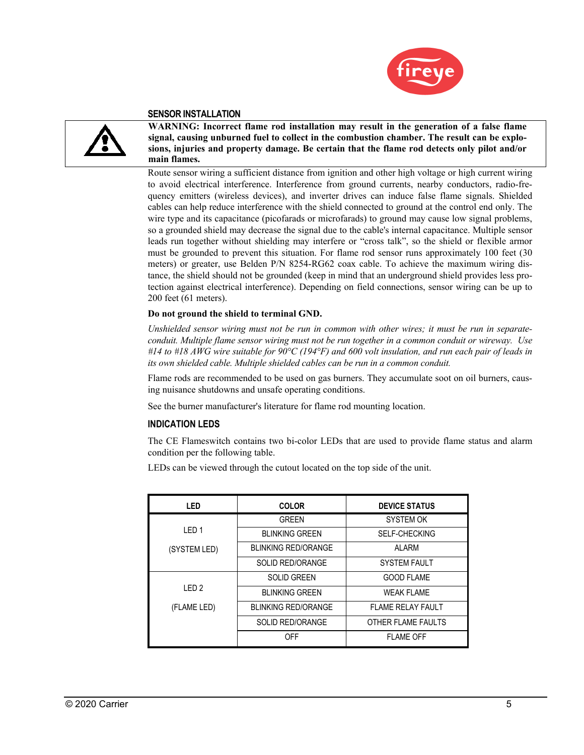## SENSOR INSTALLATION

**WARNING: Incorrect flame rod installation may result in the generation of a false flame signal, causing unburned fuel to collect in the combustion chamber. The result can be explosions, injuries and property damage. Be certain that the flame rod detects only pilot and/or main flames.**

Route sensor wiring a sufficient distance from ignition and other high voltage or high current wiring to avoid electrical interference. Interference from ground currents, nearby conductors, radio-frequency emitters (wireless devices), and inverter drives can induce false flame signals. Shielded cables can help reduce interference with the shield connected to ground at the control end only. The wire type and its capacitance (picofarads or microfarads) to ground may cause low signal problems, so a grounded shield may decrease the signal due to the cable's internal capacitance. Multiple sensor leads run together without shielding may interfere or "cross talk", so the shield or flexible armor must be grounded to prevent this situation. For flame rod sensor runs approximately 100 feet (30 meters) or greater, use Belden P/N 8254-RG62 coax cable. To achieve the maximum wiring distance, the shield should not be grounded (keep in mind that an underground shield provides less protection against electrical interference). Depending on field connections, sensor wiring can be up to 200 feet (61 meters).

**Do not ground the shield to terminal GND.**

*Unshielded sensor wiring must not be run in common with other wires; it must be run in separate conduit. Multiple flame sensor wiring must not be run together in a common conduit or wireway. Use #14 to #18 AWG wire suitable for 90°C (194°F) and 600 volt insulation, and run each pair of leads in its own shielded cable. Multiple shielded cables can be run in a common conduit.*

Flame rods are recommended to be used on gas burners. They accumulate soot on oil burners, causing nuisance shutdowns and unsafe operating conditions.

See the burner manufacturer's literature for flame rod mounting location.

## INDICATION LEDS

The CE Flameswitch contains two bi-color LEDs that are used to provide flame status and alarm condition per the following table.

LEDs can be viewed through the cutout located on the top side of the unit.

| LED | COLOR | DEVICE STATUS |
|---|---|---|
| LED 1 (SYSTEM LED) | GREEN | SYSTEM OK |
| | BLINKING GREEN | SELF-CHECKING |
| | BLINKING RED/ORANGE | ALARM |
| | SOLID RED/ORANGE | SYSTEM FAULT |
| LED 2 (FLAME LED) | SOLID GREEN | GOOD FLAME |
| | BLINKING GREEN | WEAK FLAME |
| | BLINKING RED/ORANGE | FLAME RELAY FAULT |
| | SOLID RED/ORANGE | OTHER FLAME FAULTS |
| | OFF | FLAME OFF |

© 2020 Carrier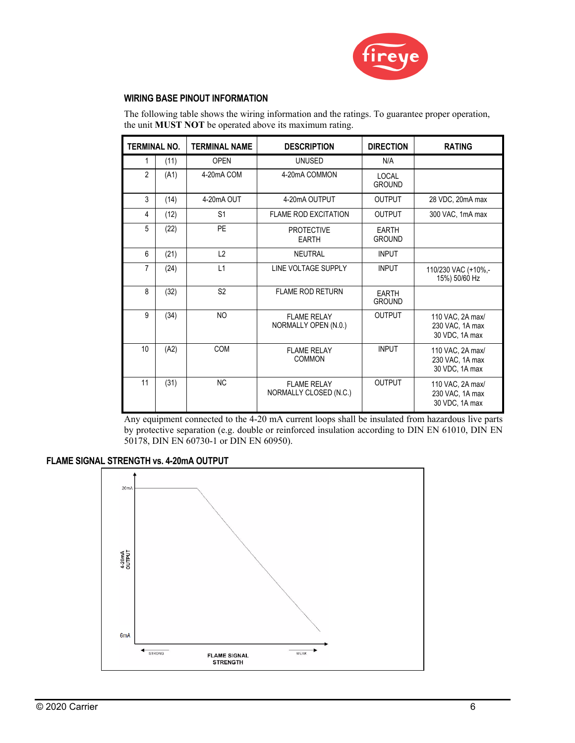## WIRING BASE PINOUT INFORMATION

The following table shows the wiring information and the ratings. To guarantee proper operation, the unit **MUST NOT** be operated above its maximum rating.

| TERMINAL NO. | | TERMINAL NAME | DESCRIPTION | DIRECTION | RATING |
|---|---|---|---|---|---|
| 1 | (11) | OPEN | UNUSED | N/A | |
| 2 | (A1) | 4-20mA COM | 4-20mA COMMON | LOCAL GROUND | |
| 3 | (14) | 4-20mA OUT | 4-20mA OUTPUT | OUTPUT | 28 VDC, 20mA max |
| 4 | (12) | S1 | FLAME ROD EXCITATION | OUTPUT | 300 VAC, 1mA max |
| 5 | (22) | PE | PROTECTIVE EARTH | EARTH GROUND | |
| 6 | (21) | L2 | NEUTRAL | INPUT | |
| 7 | (24) | L1 | LINE VOLTAGE SUPPLY | INPUT | 110/230 VAC (+10%,-15%) 50/60 Hz |
| 8 | (32) | S2 | FLAME ROD RETURN | EARTH GROUND | |
| 9 | (34) | NO | FLAME RELAY NORMALLY OPEN (N.O.) | OUTPUT | 110 VAC, 2A max/ 230 VAC, 1A max 30 VDC, 1A max |
| 10 | (A2) | COM | FLAME RELAY COMMON | INPUT | 110 VAC, 2A max/ 230 VAC, 1A max 30 VDC, 1A max |
| 11 | (31) | NC | FLAME RELAY NORMALLY CLOSED (N.C.) | OUTPUT | 110 VAC, 2A max/ 230 VAC, 1A max 30 VDC, 1A max |

Any equipment connected to the 4-20 mA current loops shall be insulated from hazardous live parts by protective separation (e.g. double or reinforced insulation according to DIN EN 61010, DIN EN 50178, DIN EN 60730-1 or DIN EN 60950).

## FLAME SIGNAL STRENGTH vs. 4-20mA OUTPUT

20mA

4-20mA OUTPUT

6mA

STRONG — FLAME SIGNAL STRENGTH — WEAK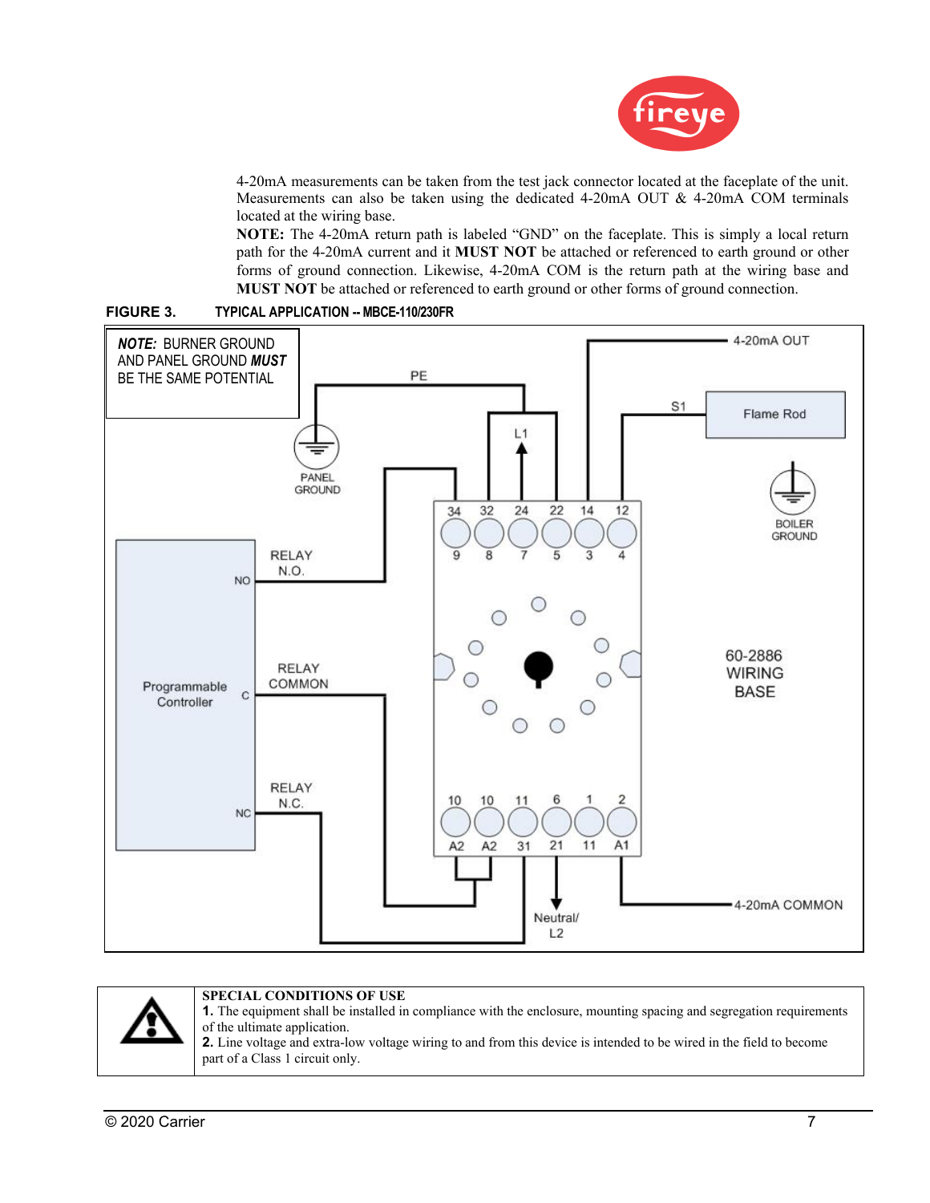4-20mA measurements can be taken from the test jack connector located at the faceplate of the unit. Measurements can also be taken using the dedicated 4-20mA OUT & 4-20mA COM terminals located at the wiring base.

**NOTE:** The 4-20mA return path is labeled "GND" on the faceplate. This is simply a local return path for the 4-20mA current and it **MUST NOT** be attached or referenced to earth ground or other forms of ground connection. Likewise, 4-20mA COM is the return path at the wiring base and **MUST NOT** be attached or referenced to earth ground or other forms of ground connection.

**FIGURE 3. TYPICAL APPLICATION -- MBCE-110/230FR**

***NOTE:*** BURNER GROUND AND PANEL GROUND ***MUST*** BE THE SAME POTENTIAL

PE

PANEL GROUND

4-20mA OUT

S1

Flame Rod

L1

BOILER GROUND

34 32 24 22 14 12

9 8 7 5 3 4

RELAY N.O.

NO

Programmable Controller

C

RELAY COMMON

60-2886 WIRING BASE

RELAY N.C.

NC

10 10 11 6 1 2

A2 A2 31 21 11 A1

Neutral/ L2

4-20mA COMMON

**SPECIAL CONDITIONS OF USE**

**1.** The equipment shall be installed in compliance with the enclosure, mounting spacing and segregation requirements of the ultimate application.

**2.** Line voltage and extra-low voltage wiring to and from this device is intended to be wired in the field to become part of a Class 1 circuit only.

© 2020 Carrier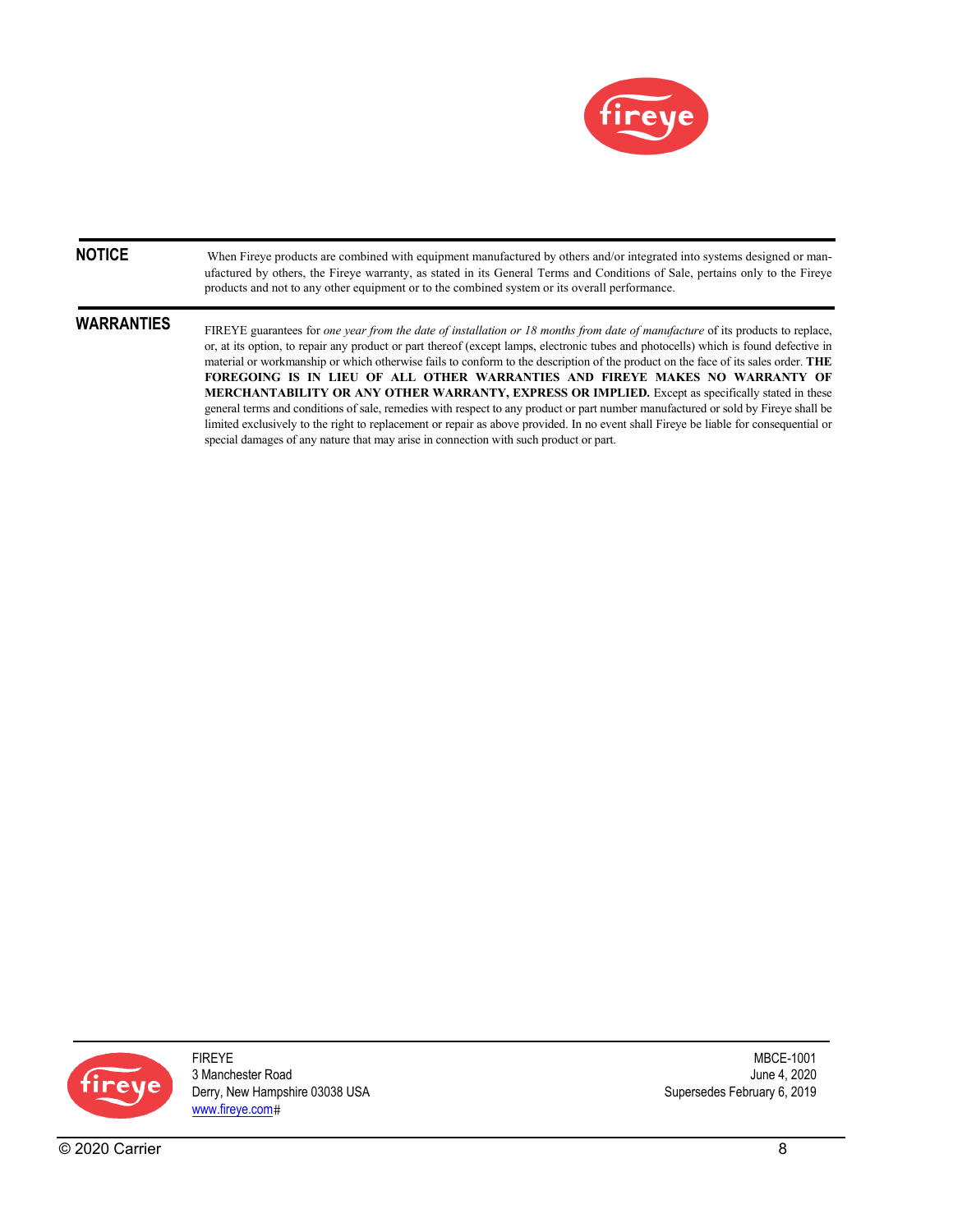**NOTICE**

When Fireye products are combined with equipment manufactured by others and/or integrated into systems designed or manufactured by others, the Fireye warranty, as stated in its General Terms and Conditions of Sale, pertains only to the Fireye products and not to any other equipment or to the combined system or its overall performance.

**WARRANTIES**

FIREYE guarantees for *one year from the date of installation or 18 months from date of manufacture* of its products to replace, or, at its option, to repair any product or part thereof (except lamps, electronic tubes and photocells) which is found defective in material or workmanship or which otherwise fails to conform to the description of the product on the face of its sales order. **THE FOREGOING IS IN LIEU OF ALL OTHER WARRANTIES AND FIREYE MAKES NO WARRANTY OF MERCHANTABILITY OR ANY OTHER WARRANTY, EXPRESS OR IMPLIED.** Except as specifically stated in these general terms and conditions of sale, remedies with respect to any product or part number manufactured or sold by Fireye shall be limited exclusively to the right to replacement or repair as above provided. In no event shall Fireye be liable for consequential or special damages of any nature that may arise in connection with such product or part.

FIREYE
3 Manchester Road
Derry, New Hampshire 03038 USA
www.fireye.com

MBCE-1001
June 4, 2020
Supersedes February 6, 2019

© 2020 Carrier